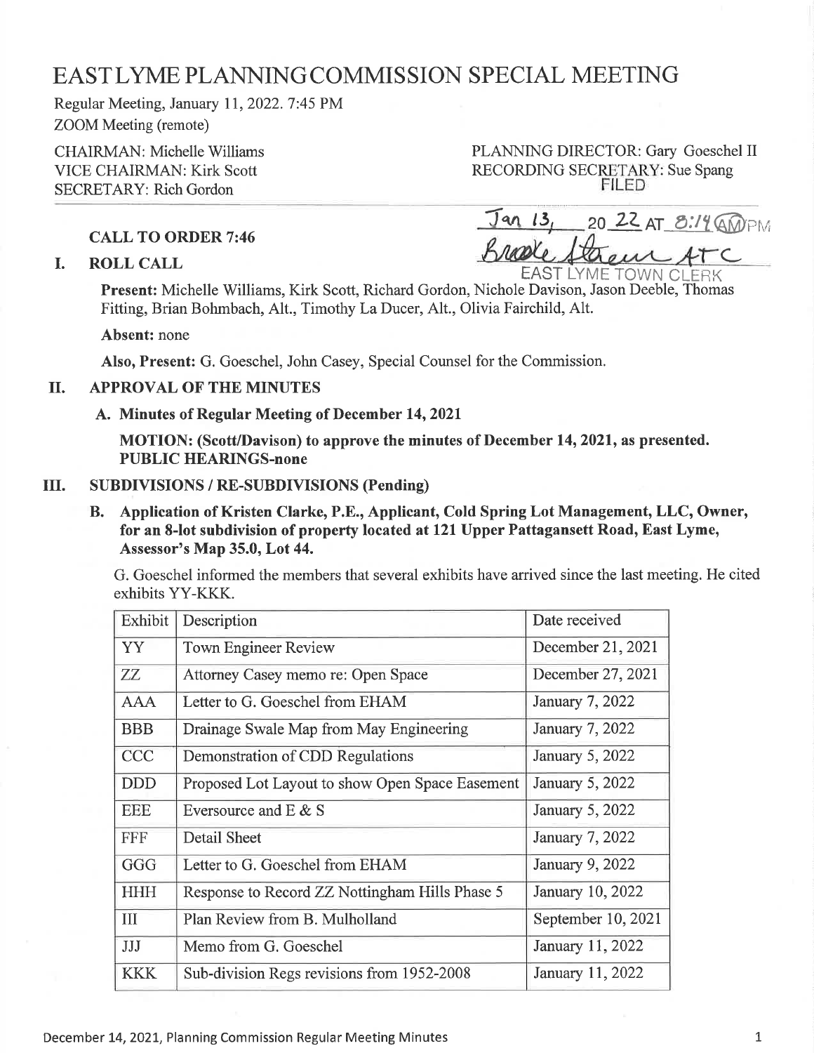# EAST LYME PLANNING COMMISSION SPECIAL MEETING

Regular Meeting, January 11, 2022. 7:45 PM
ZOOM Meeting (remote)

CHAIRMAN: Michelle Williams
VICE CHAIRMAN: Kirk Scott
SECRETARY: Rich Gordon

PLANNING DIRECTOR: Gary Goeschel II
RECORDING SECRETARY: Sue Spang

FILED
Jan 13, 20 22 AT 8:14 AM
Brooke Stevens ATC
EAST LYME TOWN CLERK

**CALL TO ORDER 7:46**

## I. ROLL CALL

**Present:** Michelle Williams, Kirk Scott, Richard Gordon, Nichole Davison, Jason Deeble, Thomas Fitting, Brian Bohmbach, Alt., Timothy La Ducer, Alt., Olivia Fairchild, Alt.

**Absent:** none

**Also, Present:** G. Goeschel, John Casey, Special Counsel for the Commission.

## II. APPROVAL OF THE MINUTES

### A. Minutes of Regular Meeting of December 14, 2021

**MOTION: (Scott/Davison) to approve the minutes of December 14, 2021, as presented.**
**PUBLIC HEARINGS-none**

## III. SUBDIVISIONS / RE-SUBDIVISIONS (Pending)

### B. Application of Kristen Clarke, P.E., Applicant, Cold Spring Lot Management, LLC, Owner, for an 8-lot subdivision of property located at 121 Upper Pattagansett Road, East Lyme, Assessor's Map 35.0, Lot 44.

G. Goeschel informed the members that several exhibits have arrived since the last meeting. He cited exhibits YY-KKK.

| Exhibit | Description | Date received |
|---|---|---|
| YY | Town Engineer Review | December 21, 2021 |
| ZZ | Attorney Casey memo re: Open Space | December 27, 2021 |
| AAA | Letter to G. Goeschel from EHAM | January 7, 2022 |
| BBB | Drainage Swale Map from May Engineering | January 7, 2022 |
| CCC | Demonstration of CDD Regulations | January 5, 2022 |
| DDD | Proposed Lot Layout to show Open Space Easement | January 5, 2022 |
| EEE | Eversource and E & S | January 5, 2022 |
| FFF | Detail Sheet | January 7, 2022 |
| GGG | Letter to G. Goeschel from EHAM | January 9, 2022 |
| HHH | Response to Record ZZ Nottingham Hills Phase 5 | January 10, 2022 |
| III | Plan Review from B. Mulholland | September 10, 2021 |
| JJJ | Memo from G. Goeschel | January 11, 2022 |
| KKK | Sub-division Regs revisions from 1952-2008 | January 11, 2022 |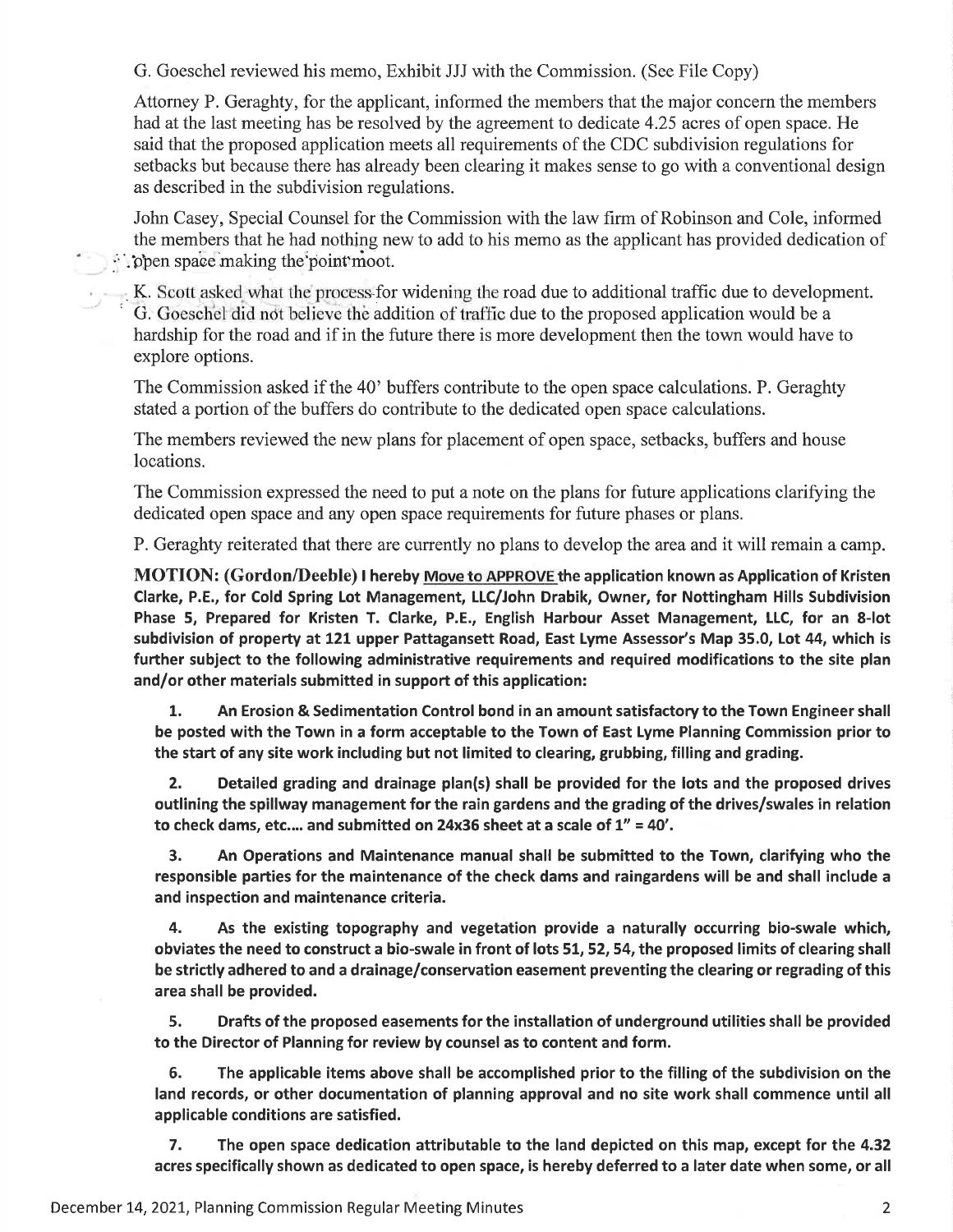G. Goeschel reviewed his memo, Exhibit JJJ with the Commission. (See File Copy)

Attorney P. Geraghty, for the applicant, informed the members that the major concern the members had at the last meeting has be resolved by the agreement to dedicate 4.25 acres of open space. He said that the proposed application meets all requirements of the CDC subdivision regulations for setbacks but because there has already been clearing it makes sense to go with a conventional design as described in the subdivision regulations.

John Casey, Special Counsel for the Commission with the law firm of Robinson and Cole, informed the members that he had nothing new to add to his memo as the applicant has provided dedication of open space making the point moot.

K. Scott asked what the process for widening the road due to additional traffic due to development. G. Goeschel did not believe the addition of traffic due to the proposed application would be a hardship for the road and if in the future there is more development then the town would have to explore options.

The Commission asked if the 40' buffers contribute to the open space calculations. P. Geraghty stated a portion of the buffers do contribute to the dedicated open space calculations.

The members reviewed the new plans for placement of open space, setbacks, buffers and house locations.

The Commission expressed the need to put a note on the plans for future applications clarifying the dedicated open space and any open space requirements for future phases or plans.

P. Geraghty reiterated that there are currently no plans to develop the area and it will remain a camp.

**MOTION: (Gordon/Deeble) I hereby Move to APPROVE the application known as Application of Kristen Clarke, P.E., for Cold Spring Lot Management, LLC/John Drabik, Owner, for Nottingham Hills Subdivision Phase 5, Prepared for Kristen T. Clarke, P.E., English Harbour Asset Management, LLC, for an 8-lot subdivision of property at 121 upper Pattagansett Road, East Lyme Assessor's Map 35.0, Lot 44, which is further subject to the following administrative requirements and required modifications to the site plan and/or other materials submitted in support of this application:**

1. **An Erosion & Sedimentation Control bond in an amount satisfactory to the Town Engineer shall be posted with the Town in a form acceptable to the Town of East Lyme Planning Commission prior to the start of any site work including but not limited to clearing, grubbing, filling and grading.**

2. **Detailed grading and drainage plan(s) shall be provided for the lots and the proposed drives outlining the spillway management for the rain gardens and the grading of the drives/swales in relation to check dams, etc.... and submitted on 24x36 sheet at a scale of 1" = 40'.**

3. **An Operations and Maintenance manual shall be submitted to the Town, clarifying who the responsible parties for the maintenance of the check dams and raingardens will be and shall include a and inspection and maintenance criteria.**

4. **As the existing topography and vegetation provide a naturally occurring bio-swale which, obviates the need to construct a bio-swale in front of lots 51, 52, 54, the proposed limits of clearing shall be strictly adhered to and a drainage/conservation easement preventing the clearing or regrading of this area shall be provided.**

5. **Drafts of the proposed easements for the installation of underground utilities shall be provided to the Director of Planning for review by counsel as to content and form.**

6. **The applicable items above shall be accomplished prior to the filling of the subdivision on the land records, or other documentation of planning approval and no site work shall commence until all applicable conditions are satisfied.**

7. **The open space dedication attributable to the land depicted on this map, except for the 4.32 acres specifically shown as dedicated to open space, is hereby deferred to a later date when some, or all**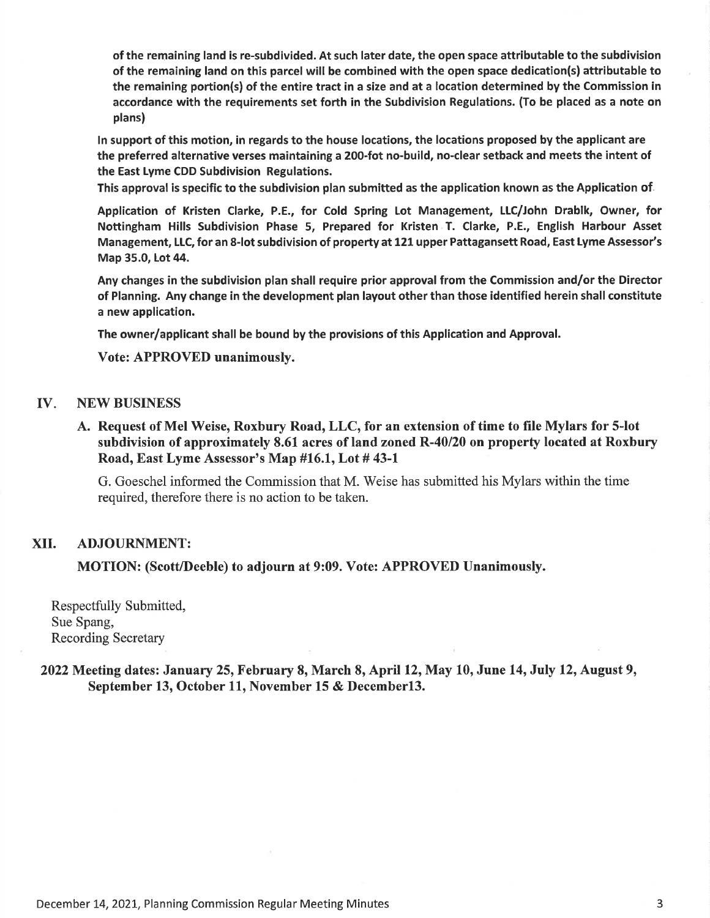**of the remaining land is re-subdivided. At such later date, the open space attributable to the subdivision of the remaining land on this parcel will be combined with the open space dedication(s) attributable to the remaining portion(s) of the entire tract in a size and at a location determined by the Commission in accordance with the requirements set forth in the Subdivision Regulations. (To be placed as a note on plans)**

**In support of this motion, in regards to the house locations, the locations proposed by the applicant are the preferred alternative verses maintaining a 200-fot no-build, no-clear setback and meets the intent of the East Lyme CDD Subdivision Regulations.**

**This approval is specific to the subdivision plan submitted as the application known as the Application of**

**Application of Kristen Clarke, P.E., for Cold Spring Lot Management, LLC/John Drablk, Owner, for Nottingham Hills Subdivision Phase 5, Prepared for Kristen T. Clarke, P.E., English Harbour Asset Management, LLC, for an 8-lot subdivision of property at 121 upper Pattagansett Road, East Lyme Assessor's Map 35.0, Lot 44.**

**Any changes in the subdivision plan shall require prior approval from the Commission and/or the Director of Planning. Any change in the development plan layout other than those identified herein shall constitute a new application.**

**The owner/applicant shall be bound by the provisions of this Application and Approval.**

**Vote: APPROVED unanimously.**

## IV. NEW BUSINESS

**A. Request of Mel Weise, Roxbury Road, LLC, for an extension of time to file Mylars for 5-lot subdivision of approximately 8.61 acres of land zoned R-40/20 on property located at Roxbury Road, East Lyme Assessor's Map #16.1, Lot # 43-1**

G. Goeschel informed the Commission that M. Weise has submitted his Mylars within the time required, therefore there is no action to be taken.

## XII. ADJOURNMENT:

**MOTION: (Scott/Deeble) to adjourn at 9:09. Vote: APPROVED Unanimously.**

Respectfully Submitted,
Sue Spang,
Recording Secretary

**2022 Meeting dates: January 25, February 8, March 8, April 12, May 10, June 14, July 12, August 9, September 13, October 11, November 15 & December13.**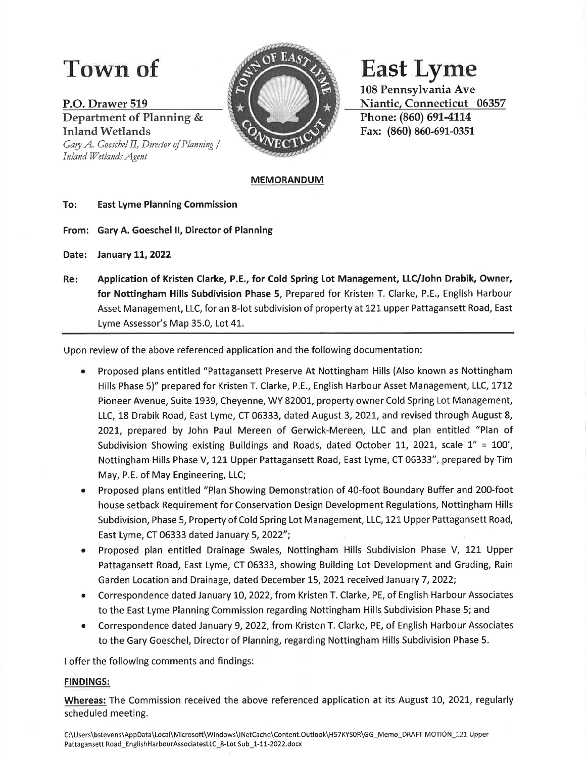# Town of East Lyme

P.O. Drawer 519
Department of Planning & Inland Wetlands
*Gary A. Goeschel II, Director of Planning / Inland Wetlands Agent*

108 Pennsylvania Ave
Niantic, Connecticut 06357
Phone: (860) 691-4114
Fax: (860) 860-691-0351

**MEMORANDUM**

**To:** **East Lyme Planning Commission**

**From:** **Gary A. Goeschel II, Director of Planning**

**Date:** **January 11, 2022**

**Re:** **Application of Kristen Clarke, P.E., for Cold Spring Lot Management, LLC/John Drabik, Owner, for Nottingham Hills Subdivision Phase 5**, Prepared for Kristen T. Clarke, P.E., English Harbour Asset Management, LLC, for an 8-lot subdivision of property at 121 upper Pattagansett Road, East Lyme Assessor's Map 35.0, Lot 41.

---

Upon review of the above referenced application and the following documentation:

- Proposed plans entitled "Pattagansett Preserve At Nottingham Hills (Also known as Nottingham Hills Phase 5)" prepared for Kristen T. Clarke, P.E., English Harbour Asset Management, LLC, 1712 Pioneer Avenue, Suite 1939, Cheyenne, WY 82001, property owner Cold Spring Lot Management, LLC, 18 Drabik Road, East Lyme, CT 06333, dated August 3, 2021, and revised through August 8, 2021, prepared by John Paul Mereen of Gerwick-Mereen, LLC and plan entitled "Plan of Subdivision Showing existing Buildings and Roads, dated October 11, 2021, scale 1" = 100', Nottingham Hills Phase V, 121 Upper Pattagansett Road, East Lyme, CT 06333", prepared by Tim May, P.E. of May Engineering, LLC;
- Proposed plans entitled "Plan Showing Demonstration of 40-foot Boundary Buffer and 200-foot house setback Requirement for Conservation Design Development Regulations, Nottingham Hills Subdivision, Phase 5, Property of Cold Spring Lot Management, LLC, 121 Upper Pattagansett Road, East Lyme, CT 06333 dated January 5, 2022";
- Proposed plan entitled Drainage Swales, Nottingham Hills Subdivision Phase V, 121 Upper Pattagansett Road, East Lyme, CT 06333, showing Building Lot Development and Grading, Rain Garden Location and Drainage, dated December 15, 2021 received January 7, 2022;
- Correspondence dated January 10, 2022, from Kristen T. Clarke, PE, of English Harbour Associates to the East Lyme Planning Commission regarding Nottingham Hills Subdivision Phase 5; and
- Correspondence dated January 9, 2022, from Kristen T. Clarke, PE, of English Harbour Associates to the Gary Goeschel, Director of Planning, regarding Nottingham Hills Subdivision Phase 5.

I offer the following comments and findings:

**FINDINGS:**

**Whereas:** The Commission received the above referenced application at its August 10, 2021, regularly scheduled meeting.

C:\Users\bstevens\AppData\Local\Microsoft\Windows\INetCache\Content.Outlook\H57KYS0R\GG_Memo_DRAFT MOTION_121 Upper Pattagansett Road_EnglishHarbourAssociatesLLC_8-Lot Sub_1-11-2022.docx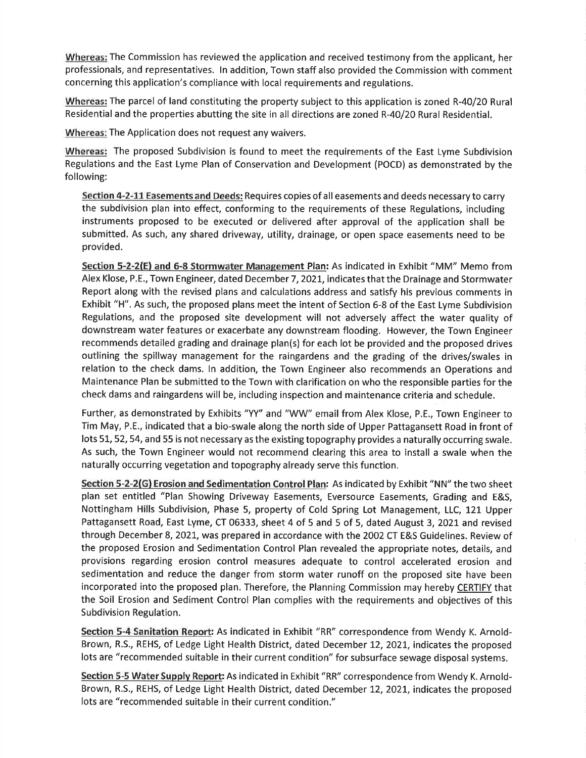<u>Whereas:</u> The Commission has reviewed the application and received testimony from the applicant, her professionals, and representatives. In addition, Town staff also provided the Commission with comment concerning this application's compliance with local requirements and regulations.

<u>Whereas:</u> The parcel of land constituting the property subject to this application is zoned R-40/20 Rural Residential and the properties abutting the site in all directions are zoned R-40/20 Rural Residential.

<u>Whereas:</u> The Application does not request any waivers.

<u>Whereas:</u> The proposed Subdivision is found to meet the requirements of the East Lyme Subdivision Regulations and the East Lyme Plan of Conservation and Development (POCD) as demonstrated by the following:

> **<u>Section 4-2-11 Easements and Deeds:</u>** Requires copies of all easements and deeds necessary to carry the subdivision plan into effect, conforming to the requirements of these Regulations, including instruments proposed to be executed or delivered after approval of the application shall be submitted. As such, any shared driveway, utility, drainage, or open space easements need to be provided.
>
> **<u>Section 5-2-2(E) and 6-8 Stormwater Management Plan:</u>** As indicated in Exhibit "MM" Memo from Alex Klose, P.E., Town Engineer, dated December 7, 2021, indicates that the Drainage and Stormwater Report along with the revised plans and calculations address and satisfy his previous comments in Exhibit "H". As such, the proposed plans meet the intent of Section 6-8 of the East Lyme Subdivision Regulations, and the proposed site development will not adversely affect the water quality of downstream water features or exacerbate any downstream flooding. However, the Town Engineer recommends detailed grading and drainage plan(s) for each lot be provided and the proposed drives outlining the spillway management for the raingardens and the grading of the drives/swales in relation to the check dams. In addition, the Town Engineer also recommends an Operations and Maintenance Plan be submitted to the Town with clarification on who the responsible parties for the check dams and raingardens will be, including inspection and maintenance criteria and schedule.
>
> Further, as demonstrated by Exhibits "YY" and "WW" email from Alex Klose, P.E., Town Engineer to Tim May, P.E., indicated that a bio-swale along the north side of Upper Pattagansett Road in front of lots 51, 52, 54, and 55 is not necessary as the existing topography provides a naturally occurring swale. As such, the Town Engineer would not recommend clearing this area to install a swale when the naturally occurring vegetation and topography already serve this function.
>
> **<u>Section 5-2-2(G) Erosion and Sedimentation Control Plan:</u>** As indicated by Exhibit "NN" the two sheet plan set entitled "Plan Showing Driveway Easements, Eversource Easements, Grading and E&S, Nottingham Hills Subdivision, Phase 5, property of Cold Spring Lot Management, LLC, 121 Upper Pattagansett Road, East Lyme, CT 06333, sheet 4 of 5 and 5 of 5, dated August 3, 2021 and revised through December 8, 2021, was prepared in accordance with the 2002 CT E&S Guidelines. Review of the proposed Erosion and Sedimentation Control Plan revealed the appropriate notes, details, and provisions regarding erosion control measures adequate to control accelerated erosion and sedimentation and reduce the danger from storm water runoff on the proposed site have been incorporated into the proposed plan. Therefore, the Planning Commission may hereby <u>CERTIFY</u> that the Soil Erosion and Sediment Control Plan complies with the requirements and objectives of this Subdivision Regulation.
>
> **<u>Section 5-4 Sanitation Report:</u>** As indicated in Exhibit "RR" correspondence from Wendy K. Arnold-Brown, R.S., REHS, of Ledge Light Health District, dated December 12, 2021, indicates the proposed lots are "recommended suitable in their current condition" for subsurface sewage disposal systems.
>
> **<u>Section 5-5 Water Supply Report:</u>** As indicated in Exhibit "RR" correspondence from Wendy K. Arnold-Brown, R.S., REHS, of Ledge Light Health District, dated December 12, 2021, indicates the proposed lots are "recommended suitable in their current condition."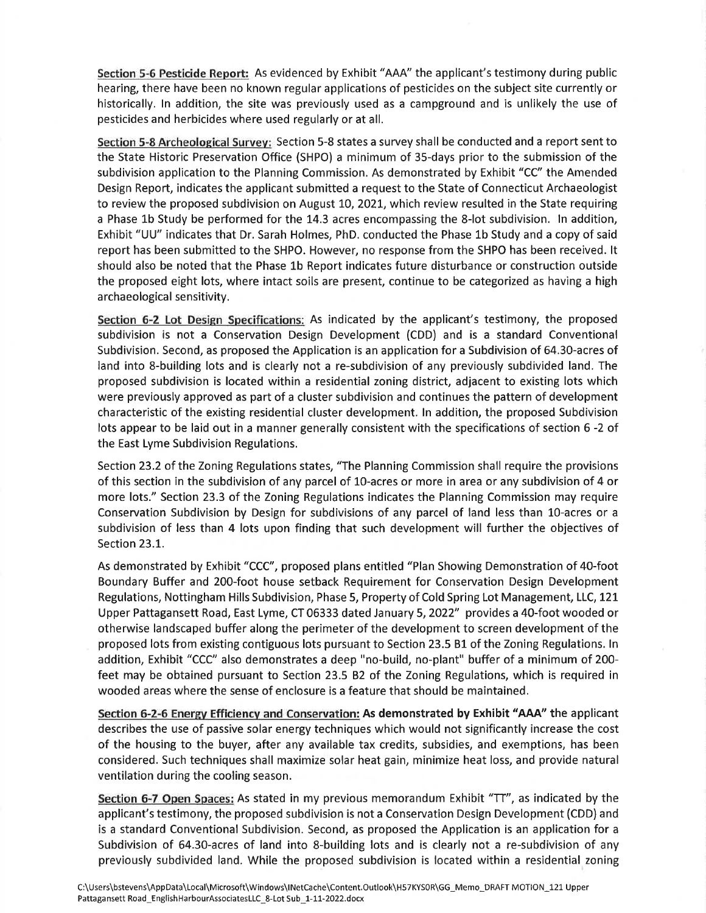**Section 5-6 Pesticide Report:** As evidenced by Exhibit "AAA" the applicant's testimony during public hearing, there have been no known regular applications of pesticides on the subject site currently or historically. In addition, the site was previously used as a campground and is unlikely the use of pesticides and herbicides where used regularly or at all.

**Section 5-8 Archeological Survey:** Section 5-8 states a survey shall be conducted and a report sent to the State Historic Preservation Office (SHPO) a minimum of 35-days prior to the submission of the subdivision application to the Planning Commission. As demonstrated by Exhibit "CC" the Amended Design Report, indicates the applicant submitted a request to the State of Connecticut Archaeologist to review the proposed subdivision on August 10, 2021, which review resulted in the State requiring a Phase 1b Study be performed for the 14.3 acres encompassing the 8-lot subdivision. In addition, Exhibit "UU" indicates that Dr. Sarah Holmes, PhD. conducted the Phase 1b Study and a copy of said report has been submitted to the SHPO. However, no response from the SHPO has been received. It should also be noted that the Phase 1b Report indicates future disturbance or construction outside the proposed eight lots, where intact soils are present, continue to be categorized as having a high archaeological sensitivity.

**Section 6-2 Lot Design Specifications:** As indicated by the applicant's testimony, the proposed subdivision is not a Conservation Design Development (CDD) and is a standard Conventional Subdivision. Second, as proposed the Application is an application for a Subdivision of 64.30-acres of land into 8-building lots and is clearly not a re-subdivision of any previously subdivided land. The proposed subdivision is located within a residential zoning district, adjacent to existing lots which were previously approved as part of a cluster subdivision and continues the pattern of development characteristic of the existing residential cluster development. In addition, the proposed Subdivision lots appear to be laid out in a manner generally consistent with the specifications of section 6 -2 of the East Lyme Subdivision Regulations.

Section 23.2 of the Zoning Regulations states, "The Planning Commission shall require the provisions of this section in the subdivision of any parcel of 10-acres or more in area or any subdivision of 4 or more lots." Section 23.3 of the Zoning Regulations indicates the Planning Commission may require Conservation Subdivision by Design for subdivisions of any parcel of land less than 10-acres or a subdivision of less than 4 lots upon finding that such development will further the objectives of Section 23.1.

As demonstrated by Exhibit "CCC", proposed plans entitled "Plan Showing Demonstration of 40-foot Boundary Buffer and 200-foot house setback Requirement for Conservation Design Development Regulations, Nottingham Hills Subdivision, Phase 5, Property of Cold Spring Lot Management, LLC, 121 Upper Pattagansett Road, East Lyme, CT 06333 dated January 5, 2022" provides a 40-foot wooded or otherwise landscaped buffer along the perimeter of the development to screen development of the proposed lots from existing contiguous lots pursuant to Section 23.5 B1 of the Zoning Regulations. In addition, Exhibit "CCC" also demonstrates a deep "no-build, no-plant" buffer of a minimum of 200-feet may be obtained pursuant to Section 23.5 B2 of the Zoning Regulations, which is required in wooded areas where the sense of enclosure is a feature that should be maintained.

**Section 6-2-6 Energy Efficiency and Conservation: As demonstrated by Exhibit "AAA"** the applicant describes the use of passive solar energy techniques which would not significantly increase the cost of the housing to the buyer, after any available tax credits, subsidies, and exemptions, has been considered. Such techniques shall maximize solar heat gain, minimize heat loss, and provide natural ventilation during the cooling season.

**Section 6-7 Open Spaces:** As stated in my previous memorandum Exhibit "TT", as indicated by the applicant's testimony, the proposed subdivision is not a Conservation Design Development (CDD) and is a standard Conventional Subdivision. Second, as proposed the Application is an application for a Subdivision of 64.30-acres of land into 8-building lots and is clearly not a re-subdivision of any previously subdivided land. While the proposed subdivision is located within a residential zoning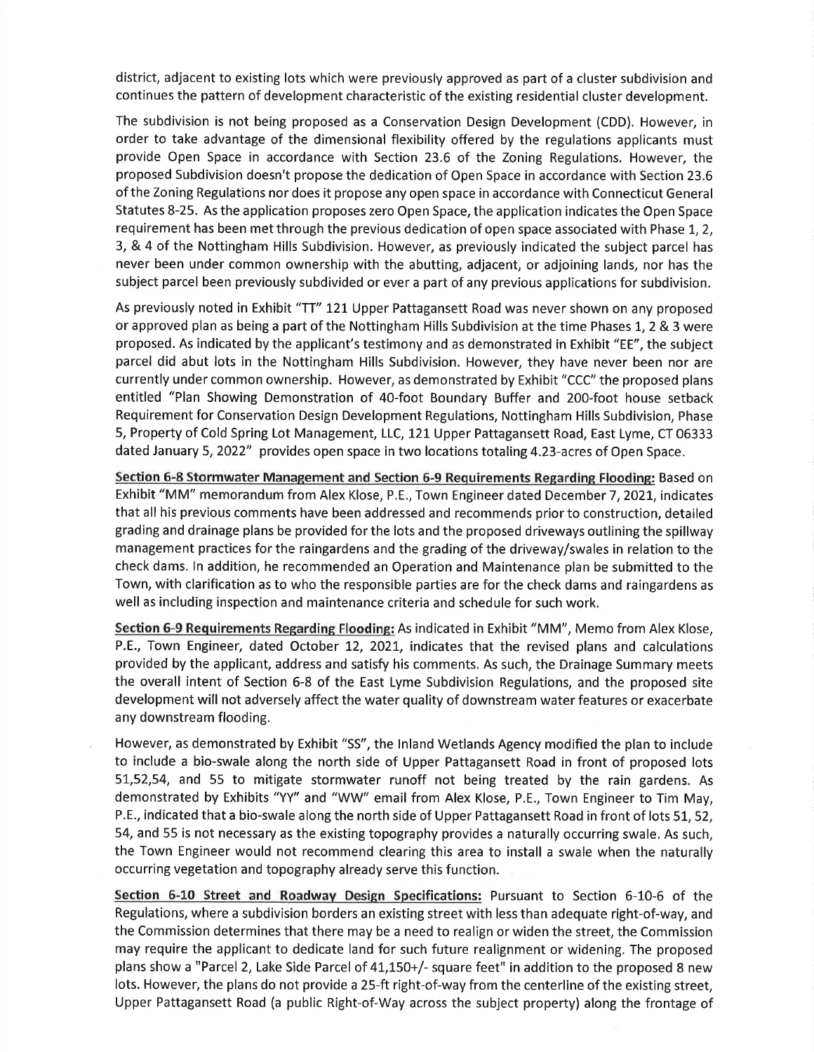district, adjacent to existing lots which were previously approved as part of a cluster subdivision and continues the pattern of development characteristic of the existing residential cluster development.

The subdivision is not being proposed as a Conservation Design Development (CDD). However, in order to take advantage of the dimensional flexibility offered by the regulations applicants must provide Open Space in accordance with Section 23.6 of the Zoning Regulations. However, the proposed Subdivision doesn't propose the dedication of Open Space in accordance with Section 23.6 of the Zoning Regulations nor does it propose any open space in accordance with Connecticut General Statutes 8-25. As the application proposes zero Open Space, the application indicates the Open Space requirement has been met through the previous dedication of open space associated with Phase 1, 2, 3, & 4 of the Nottingham Hills Subdivision. However, as previously indicated the subject parcel has never been under common ownership with the abutting, adjacent, or adjoining lands, nor has the subject parcel been previously subdivided or ever a part of any previous applications for subdivision.

As previously noted in Exhibit "TT" 121 Upper Pattagansett Road was never shown on any proposed or approved plan as being a part of the Nottingham Hills Subdivision at the time Phases 1, 2 & 3 were proposed. As indicated by the applicant's testimony and as demonstrated in Exhibit "EE", the subject parcel did abut lots in the Nottingham Hills Subdivision. However, they have never been nor are currently under common ownership. However, as demonstrated by Exhibit "CCC" the proposed plans entitled "Plan Showing Demonstration of 40-foot Boundary Buffer and 200-foot house setback Requirement for Conservation Design Development Regulations, Nottingham Hills Subdivision, Phase 5, Property of Cold Spring Lot Management, LLC, 121 Upper Pattagansett Road, East Lyme, CT 06333 dated January 5, 2022" provides open space in two locations totaling 4.23-acres of Open Space.

**Section 6-8 Stormwater Management and Section 6-9 Requirements Regarding Flooding:** Based on Exhibit "MM" memorandum from Alex Klose, P.E., Town Engineer dated December 7, 2021, indicates that all his previous comments have been addressed and recommends prior to construction, detailed grading and drainage plans be provided for the lots and the proposed driveways outlining the spillway management practices for the raingardens and the grading of the driveway/swales in relation to the check dams. In addition, he recommended an Operation and Maintenance plan be submitted to the Town, with clarification as to who the responsible parties are for the check dams and raingardens as well as including inspection and maintenance criteria and schedule for such work.

**Section 6-9 Requirements Regarding Flooding:** As indicated in Exhibit "MM", Memo from Alex Klose, P.E., Town Engineer, dated October 12, 2021, indicates that the revised plans and calculations provided by the applicant, address and satisfy his comments. As such, the Drainage Summary meets the overall intent of Section 6-8 of the East Lyme Subdivision Regulations, and the proposed site development will not adversely affect the water quality of downstream water features or exacerbate any downstream flooding.

However, as demonstrated by Exhibit "SS", the Inland Wetlands Agency modified the plan to include to include a bio-swale along the north side of Upper Pattagansett Road in front of proposed lots 51,52,54, and 55 to mitigate stormwater runoff not being treated by the rain gardens. As demonstrated by Exhibits "YY" and "WW" email from Alex Klose, P.E., Town Engineer to Tim May, P.E., indicated that a bio-swale along the north side of Upper Pattagansett Road in front of lots 51, 52, 54, and 55 is not necessary as the existing topography provides a naturally occurring swale. As such, the Town Engineer would not recommend clearing this area to install a swale when the naturally occurring vegetation and topography already serve this function.

**Section 6-10 Street and Roadway Design Specifications:** Pursuant to Section 6-10-6 of the Regulations, where a subdivision borders an existing street with less than adequate right-of-way, and the Commission determines that there may be a need to realign or widen the street, the Commission may require the applicant to dedicate land for such future realignment or widening. The proposed plans show a "Parcel 2, Lake Side Parcel of 41,150+/- square feet" in addition to the proposed 8 new lots. However, the plans do not provide a 25-ft right-of-way from the centerline of the existing street, Upper Pattagansett Road (a public Right-of-Way across the subject property) along the frontage of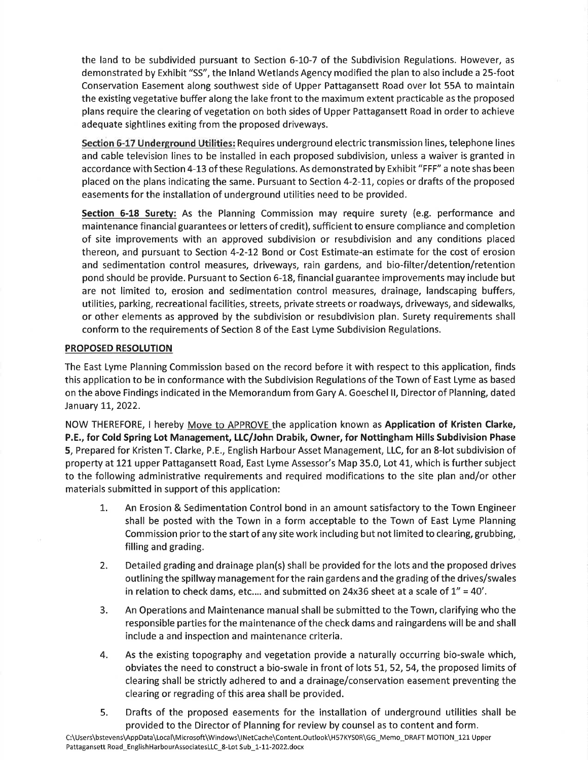the land to be subdivided pursuant to Section 6-10-7 of the Subdivision Regulations. However, as demonstrated by Exhibit "SS", the Inland Wetlands Agency modified the plan to also include a 25-foot Conservation Easement along southwest side of Upper Pattagansett Road over lot 55A to maintain the existing vegetative buffer along the lake front to the maximum extent practicable as the proposed plans require the clearing of vegetation on both sides of Upper Pattagansett Road in order to achieve adequate sightlines exiting from the proposed driveways.

**Section 6-17 Underground Utilities:** Requires underground electric transmission lines, telephone lines and cable television lines to be installed in each proposed subdivision, unless a waiver is granted in accordance with Section 4-13 of these Regulations. As demonstrated by Exhibit "FFF" a note shas been placed on the plans indicating the same. Pursuant to Section 4-2-11, copies or drafts of the proposed easements for the installation of underground utilities need to be provided.

**Section 6-18 Surety:** As the Planning Commission may require surety (e.g. performance and maintenance financial guarantees or letters of credit), sufficient to ensure compliance and completion of site improvements with an approved subdivision or resubdivision and any conditions placed thereon, and pursuant to Section 4-2-12 Bond or Cost Estimate-an estimate for the cost of erosion and sedimentation control measures, driveways, rain gardens, and bio-filter/detention/retention pond should be provide. Pursuant to Section 6-18, financial guarantee improvements may include but are not limited to, erosion and sedimentation control measures, drainage, landscaping buffers, utilities, parking, recreational facilities, streets, private streets or roadways, driveways, and sidewalks, or other elements as approved by the subdivision or resubdivision plan. Surety requirements shall conform to the requirements of Section 8 of the East Lyme Subdivision Regulations.

## PROPOSED RESOLUTION

The East Lyme Planning Commission based on the record before it with respect to this application, finds this application to be in conformance with the Subdivision Regulations of the Town of East Lyme as based on the above Findings indicated in the Memorandum from Gary A. Goeschel II, Director of Planning, dated January 11, 2022.

NOW THEREFORE, I hereby Move to APPROVE the application known as **Application of Kristen Clarke, P.E., for Cold Spring Lot Management, LLC/John Drabik, Owner, for Nottingham Hills Subdivision Phase 5**, Prepared for Kristen T. Clarke, P.E., English Harbour Asset Management, LLC, for an 8-lot subdivision of property at 121 upper Pattagansett Road, East Lyme Assessor's Map 35.0, Lot 41, which is further subject to the following administrative requirements and required modifications to the site plan and/or other materials submitted in support of this application:

1. An Erosion & Sedimentation Control bond in an amount satisfactory to the Town Engineer shall be posted with the Town in a form acceptable to the Town of East Lyme Planning Commission prior to the start of any site work including but not limited to clearing, grubbing, filling and grading.
2. Detailed grading and drainage plan(s) shall be provided for the lots and the proposed drives outlining the spillway management for the rain gardens and the grading of the drives/swales in relation to check dams, etc.... and submitted on 24x36 sheet at a scale of 1" = 40'.
3. An Operations and Maintenance manual shall be submitted to the Town, clarifying who the responsible parties for the maintenance of the check dams and raingardens will be and shall include a and inspection and maintenance criteria.
4. As the existing topography and vegetation provide a naturally occurring bio-swale which, obviates the need to construct a bio-swale in front of lots 51, 52, 54, the proposed limits of clearing shall be strictly adhered to and a drainage/conservation easement preventing the clearing or regrading of this area shall be provided.
5. Drafts of the proposed easements for the installation of underground utilities shall be provided to the Director of Planning for review by counsel as to content and form.

C:\Users\bstevens\AppData\Local\Microsoft\Windows\INetCache\Content.Outlook\H57KYS0R\GG_Memo_DRAFT MOTION_121 Upper Pattagansett Road_EnglishHarbourAssociatesLLC_8-Lot Sub_1-11-2022.docx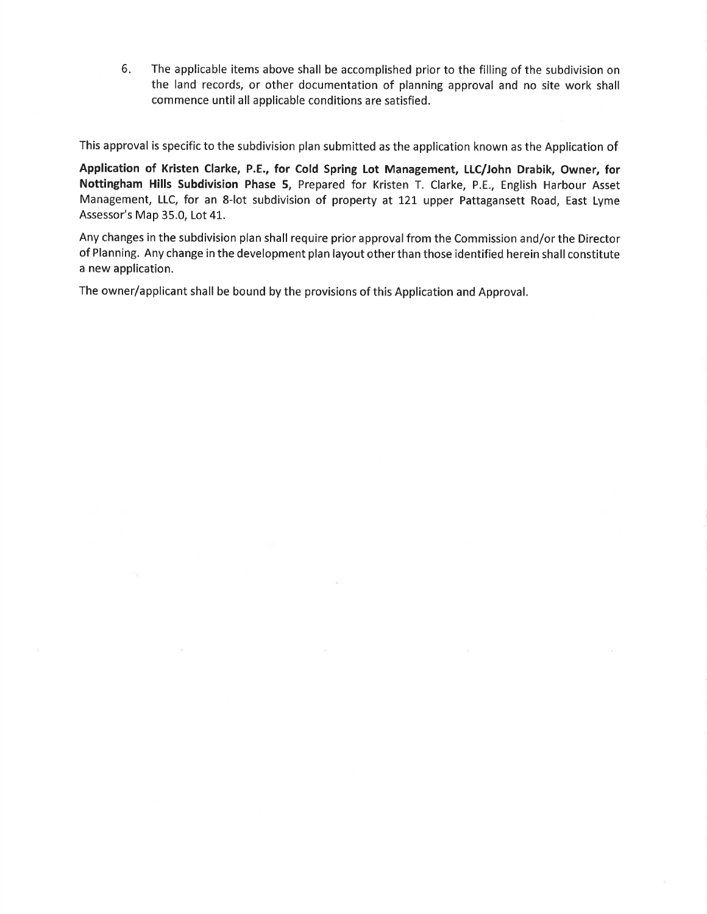6. The applicable items above shall be accomplished prior to the filling of the subdivision on the land records, or other documentation of planning approval and no site work shall commence until all applicable conditions are satisfied.

This approval is specific to the subdivision plan submitted as the application known as the Application of

**Application of Kristen Clarke, P.E., for Cold Spring Lot Management, LLC/John Drabik, Owner, for Nottingham Hills Subdivision Phase 5,** Prepared for Kristen T. Clarke, P.E., English Harbour Asset Management, LLC, for an 8-lot subdivision of property at 121 upper Pattagansett Road, East Lyme Assessor's Map 35.0, Lot 41.

Any changes in the subdivision plan shall require prior approval from the Commission and/or the Director of Planning. Any change in the development plan layout other than those identified herein shall constitute a new application.

The owner/applicant shall be bound by the provisions of this Application and Approval.